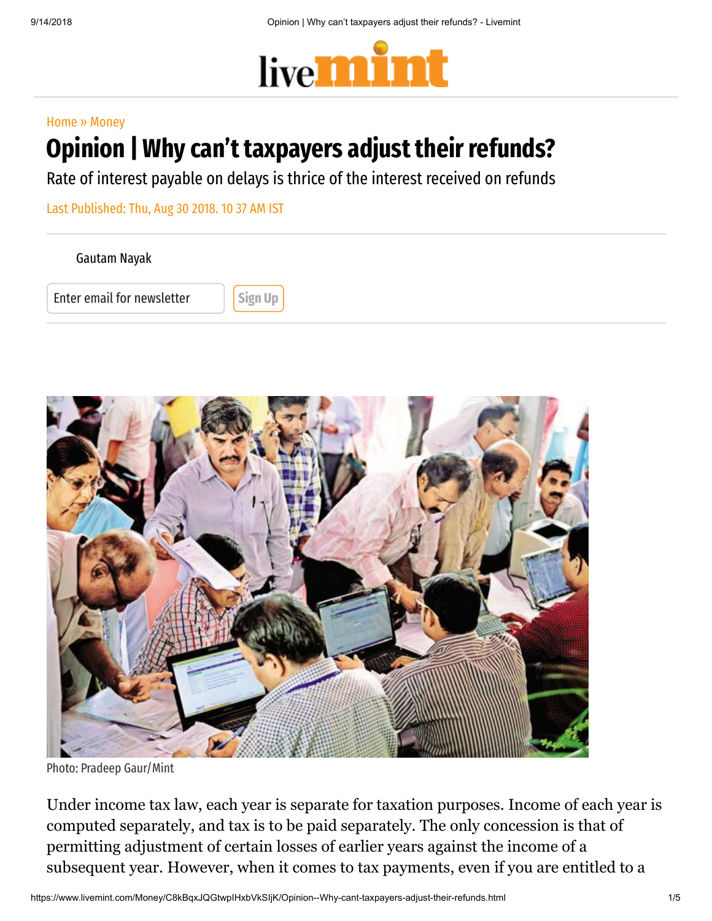Home » Money

# Opinion | Why can't taxpayers adjust their refunds?

Rate of interest payable on delays is thrice of the interest received on refunds

Last Published: Thu, Aug 30 2018. 10 37 AM IST

Gautam Nayak

Photo: Pradeep Gaur/Mint

Under income tax law, each year is separate for taxation purposes. Income of each year is computed separately, and tax is to be paid separately. The only concession is that of permitting adjustment of certain losses of earlier years against the income of a subsequent year. However, when it comes to tax payments, even if you are entitled to a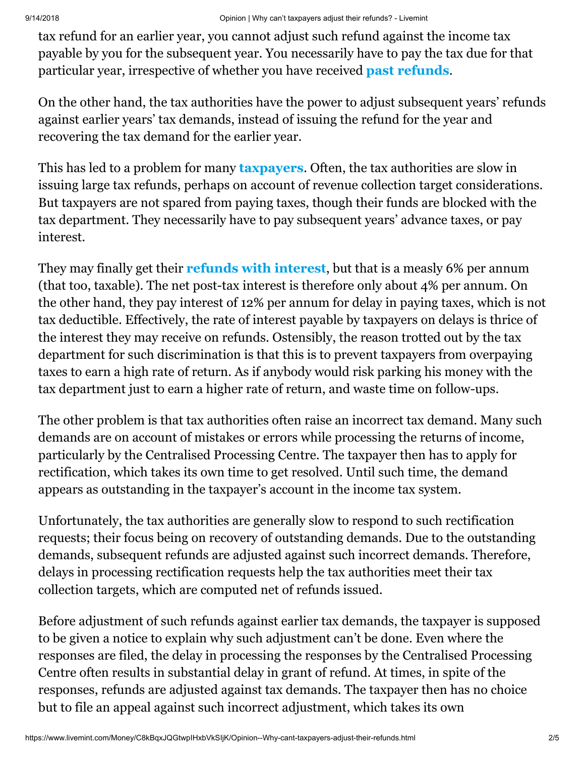tax refund for an earlier year, you cannot adjust such refund against the income tax payable by you for the subsequent year. You necessarily have to pay the tax due for that particular year, irrespective of whether you have received **past refunds**.

On the other hand, the tax authorities have the power to adjust subsequent years' refunds against earlier years' tax demands, instead of issuing the refund for the year and recovering the tax demand for the earlier year.

This has led to a problem for many **taxpayers**. Often, the tax authorities are slow in issuing large tax refunds, perhaps on account of revenue collection target considerations. But taxpayers are not spared from paying taxes, though their funds are blocked with the tax department. They necessarily have to pay subsequent years' advance taxes, or pay interest.

They may finally get their **refunds with interest**, but that is a measly 6% per annum (that too, taxable). The net post-tax interest is therefore only about 4% per annum. On the other hand, they pay interest of 12% per annum for delay in paying taxes, which is not tax deductible. Effectively, the rate of interest payable by taxpayers on delays is thrice of the interest they may receive on refunds. Ostensibly, the reason trotted out by the tax department for such discrimination is that this is to prevent taxpayers from overpaying taxes to earn a high rate of return. As if anybody would risk parking his money with the tax department just to earn a higher rate of return, and waste time on follow-ups.

The other problem is that tax authorities often raise an incorrect tax demand. Many such demands are on account of mistakes or errors while processing the returns of income, particularly by the Centralised Processing Centre. The taxpayer then has to apply for rectification, which takes its own time to get resolved. Until such time, the demand appears as outstanding in the taxpayer's account in the income tax system.

Unfortunately, the tax authorities are generally slow to respond to such rectification requests; their focus being on recovery of outstanding demands. Due to the outstanding demands, subsequent refunds are adjusted against such incorrect demands. Therefore, delays in processing rectification requests help the tax authorities meet their tax collection targets, which are computed net of refunds issued.

Before adjustment of such refunds against earlier tax demands, the taxpayer is supposed to be given a notice to explain why such adjustment can't be done. Even where the responses are filed, the delay in processing the responses by the Centralised Processing Centre often results in substantial delay in grant of refund. At times, in spite of the responses, refunds are adjusted against tax demands. The taxpayer then has no choice but to file an appeal against such incorrect adjustment, which takes its own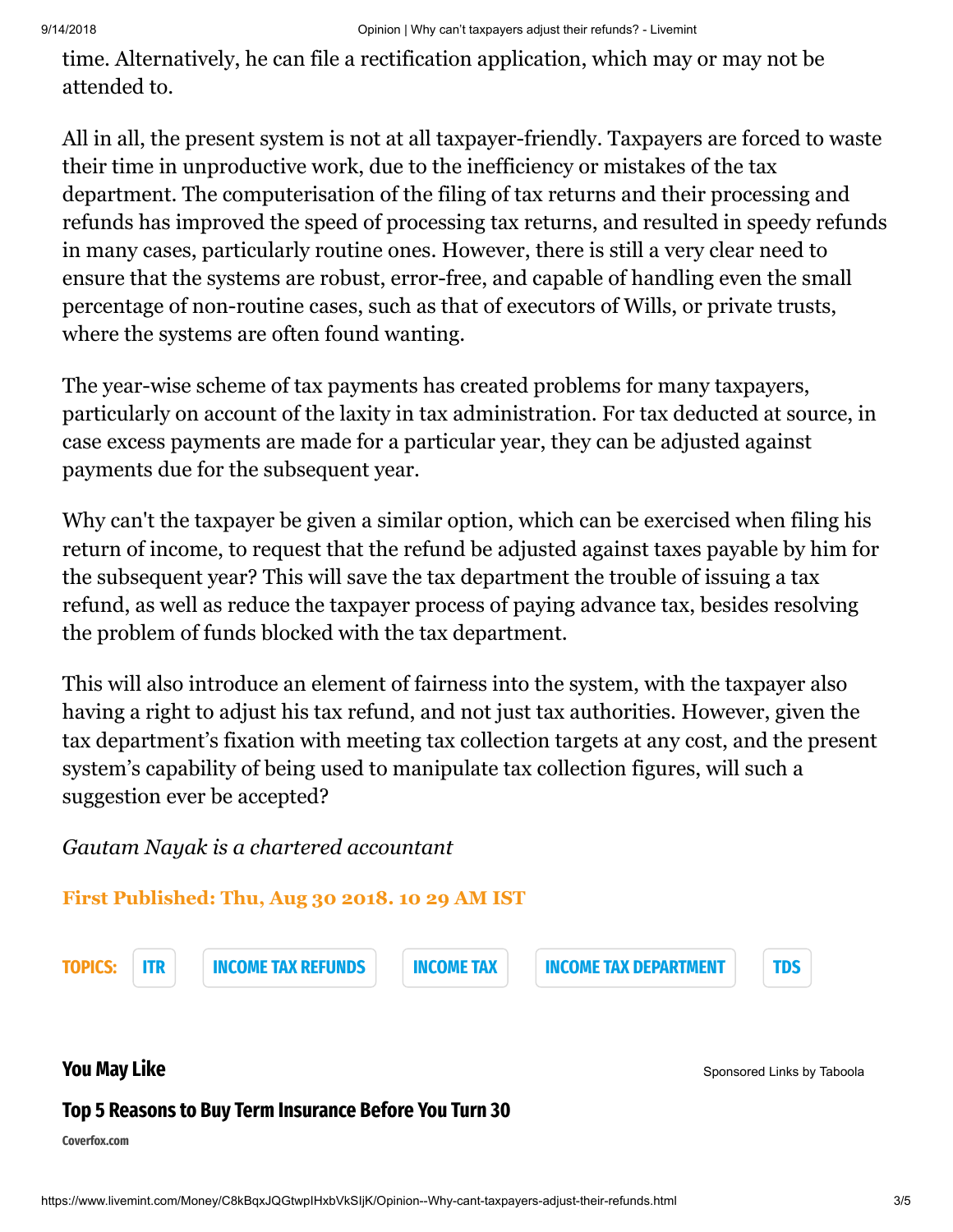time. Alternatively, he can file a rectification application, which may or may not be attended to.

All in all, the present system is not at all taxpayer-friendly. Taxpayers are forced to waste their time in unproductive work, due to the inefficiency or mistakes of the tax department. The computerisation of the filing of tax returns and their processing and refunds has improved the speed of processing tax returns, and resulted in speedy refunds in many cases, particularly routine ones. However, there is still a very clear need to ensure that the systems are robust, error-free, and capable of handling even the small percentage of non-routine cases, such as that of executors of Wills, or private trusts, where the systems are often found wanting.

The year-wise scheme of tax payments has created problems for many taxpayers, particularly on account of the laxity in tax administration. For tax deducted at source, in case excess payments are made for a particular year, they can be adjusted against payments due for the subsequent year.

Why can't the taxpayer be given a similar option, which can be exercised when filing his return of income, to request that the refund be adjusted against taxes payable by him for the subsequent year? This will save the tax department the trouble of issuing a tax refund, as well as reduce the taxpayer process of paying advance tax, besides resolving the problem of funds blocked with the tax department.

This will also introduce an element of fairness into the system, with the taxpayer also having a right to adjust his tax refund, and not just tax authorities. However, given the tax department's fixation with meeting tax collection targets at any cost, and the present system's capability of being used to manipulate tax collection figures, will such a suggestion ever be accepted?

*Gautam Nayak is a chartered accountant*

**First Published: Thu, Aug 30 2018. 10 29 AM IST**

**TOPICS:** ITR | INCOME TAX REFUNDS | INCOME TAX | INCOME TAX DEPARTMENT | TDS

## You May Like

Sponsored Links by Taboola

### Top 5 Reasons to Buy Term Insurance Before You Turn 30

Coverfox.com